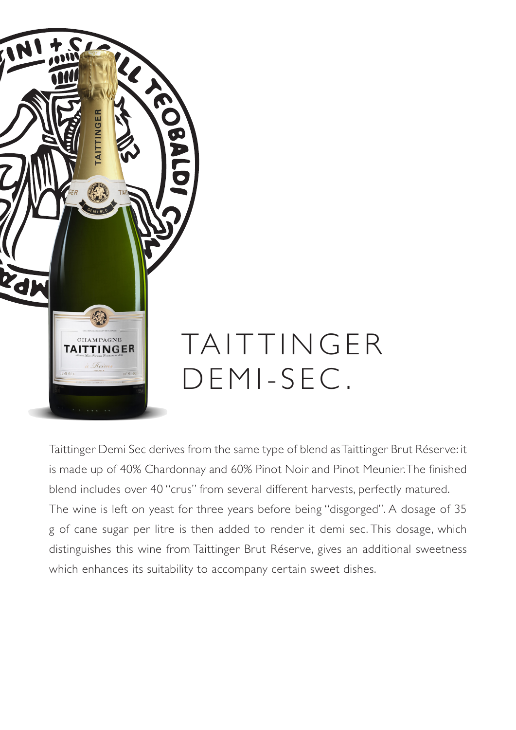# TAITTINGER DEMI-SEC.

Taittinger Demi Sec derives from the same type of blend as Taittinger Brut Réserve: it is made up of 40% Chardonnay and 60% Pinot Noir and Pinot Meunier. The finished blend includes over 40 "crus" from several different harvests, perfectly matured. The wine is left on yeast for three years before being "disgorged". A dosage of 35 g of cane sugar per litre is then added to render it demi sec. This dosage, which distinguishes this wine from Taittinger Brut Réserve, gives an additional sweetness which enhances its suitability to accompany certain sweet dishes.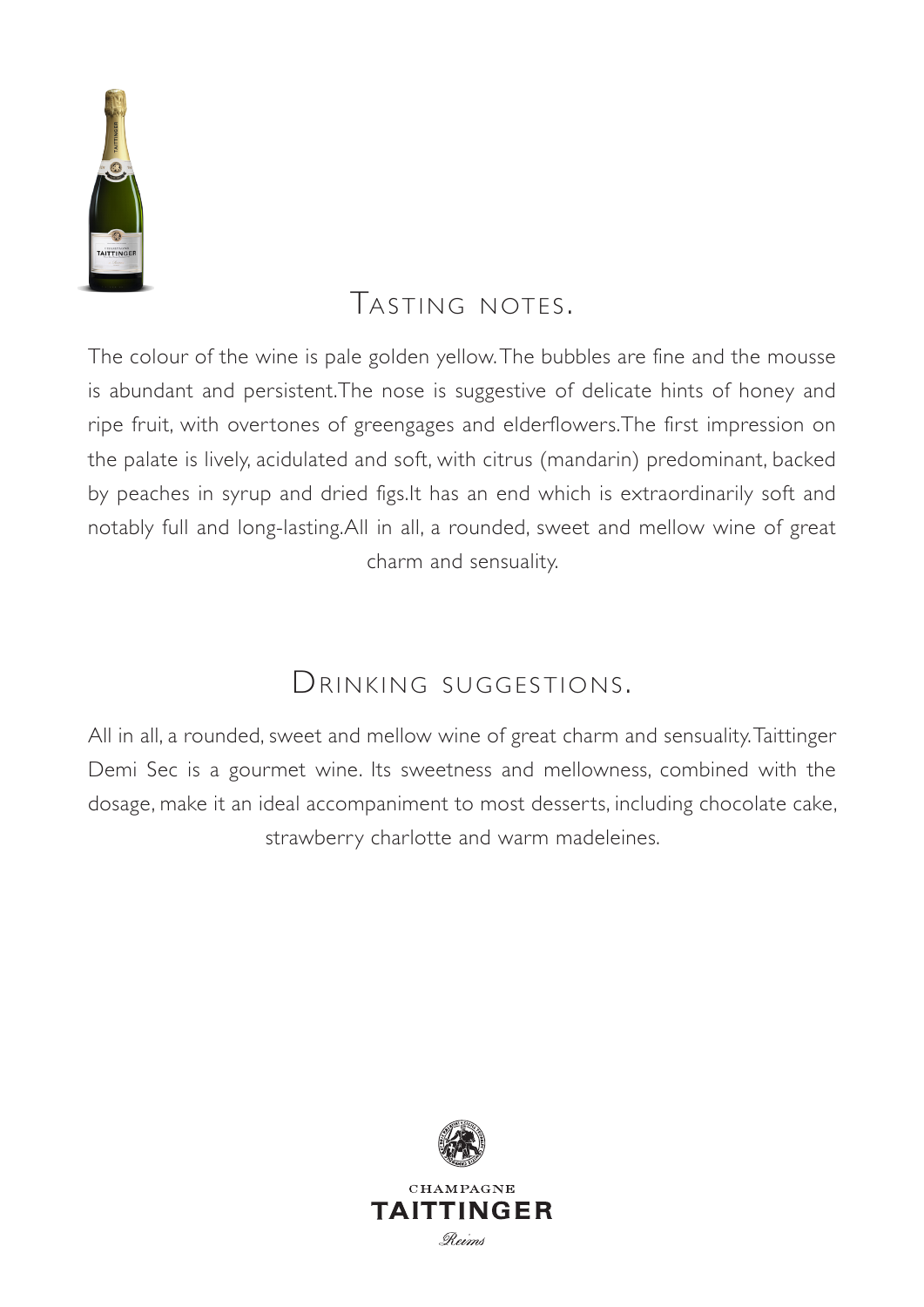## Tasting notes.

The colour of the wine is pale golden yellow. The bubbles are fine and the mousse is abundant and persistent. The nose is suggestive of delicate hints of honey and ripe fruit, with overtones of greengages and elderflowers. The first impression on the palate is lively, acidulated and soft, with citrus (mandarin) predominant, backed by peaches in syrup and dried figs. It has an end which is extraordinarily soft and notably full and long-lasting. All in all, a rounded, sweet and mellow wine of great charm and sensuality.

## Drinking suggestions.

All in all, a rounded, sweet and mellow wine of great charm and sensuality. Taittinger Demi Sec is a gourmet wine. Its sweetness and mellowness, combined with the dosage, make it an ideal accompaniment to most desserts, including chocolate cake, strawberry charlotte and warm madeleines.

CHAMPAGNE
TAITTINGER
Reims